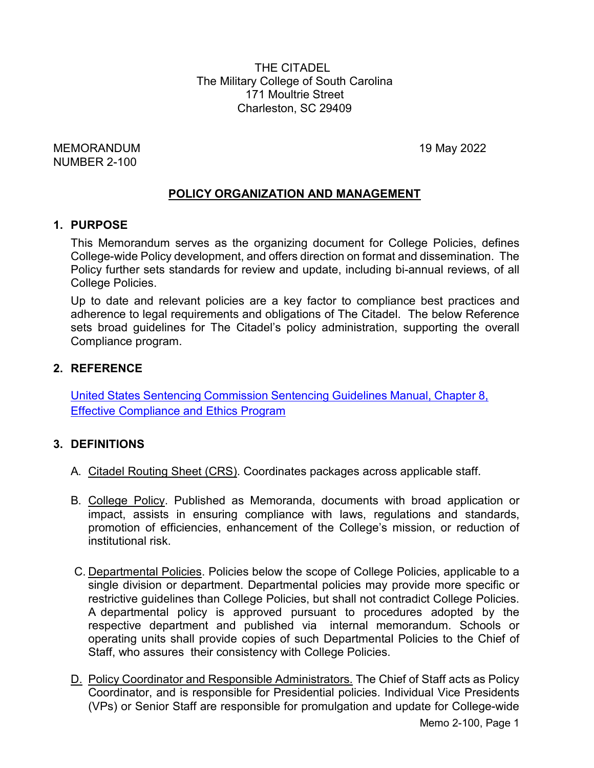THE CITADEL
The Military College of South Carolina
171 Moultrie Street
Charleston, SC 29409

MEMORANDUM
NUMBER 2-100

19 May 2022

## POLICY ORGANIZATION AND MANAGEMENT

### 1. PURPOSE

This Memorandum serves as the organizing document for College Policies, defines College-wide Policy development, and offers direction on format and dissemination. The Policy further sets standards for review and update, including bi-annual reviews, of all College Policies.

Up to date and relevant policies are a key factor to compliance best practices and adherence to legal requirements and obligations of The Citadel. The below Reference sets broad guidelines for The Citadel's policy administration, supporting the overall Compliance program.

### 2. REFERENCE

United States Sentencing Commission Sentencing Guidelines Manual, Chapter 8, Effective Compliance and Ethics Program

### 3. DEFINITIONS

A. Citadel Routing Sheet (CRS). Coordinates packages across applicable staff.

B. College Policy. Published as Memoranda, documents with broad application or impact, assists in ensuring compliance with laws, regulations and standards, promotion of efficiencies, enhancement of the College's mission, or reduction of institutional risk.

C. Departmental Policies. Policies below the scope of College Policies, applicable to a single division or department. Departmental policies may provide more specific or restrictive guidelines than College Policies, but shall not contradict College Policies. A departmental policy is approved pursuant to procedures adopted by the respective department and published via internal memorandum. Schools or operating units shall provide copies of such Departmental Policies to the Chief of Staff, who assures their consistency with College Policies.

D. Policy Coordinator and Responsible Administrators. The Chief of Staff acts as Policy Coordinator, and is responsible for Presidential policies. Individual Vice Presidents (VPs) or Senior Staff are responsible for promulgation and update for College-wide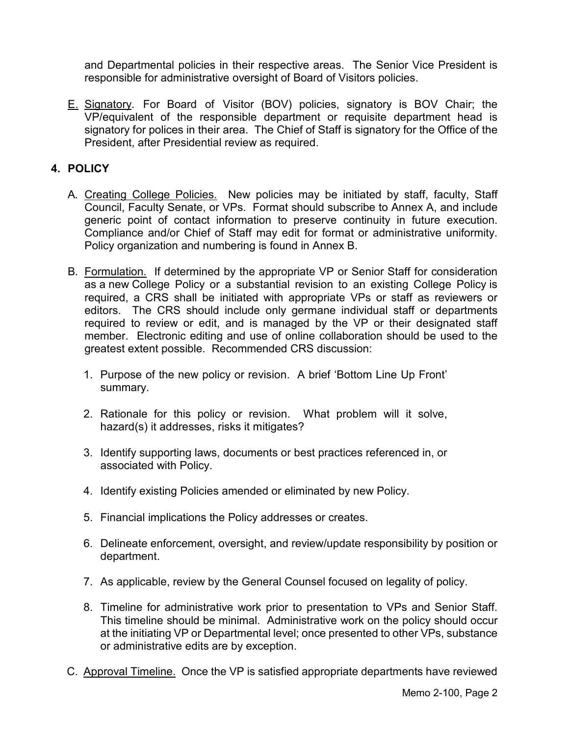and Departmental policies in their respective areas. The Senior Vice President is responsible for administrative oversight of Board of Visitors policies.

E. Signatory. For Board of Visitor (BOV) policies, signatory is BOV Chair; the VP/equivalent of the responsible department or requisite department head is signatory for polices in their area. The Chief of Staff is signatory for the Office of the President, after Presidential review as required.

## 4. POLICY

A. Creating College Policies. New policies may be initiated by staff, faculty, Staff Council, Faculty Senate, or VPs. Format should subscribe to Annex A, and include generic point of contact information to preserve continuity in future execution. Compliance and/or Chief of Staff may edit for format or administrative uniformity. Policy organization and numbering is found in Annex B.

B. Formulation. If determined by the appropriate VP or Senior Staff for consideration as a new College Policy or a substantial revision to an existing College Policy is required, a CRS shall be initiated with appropriate VPs or staff as reviewers or editors. The CRS should include only germane individual staff or departments required to review or edit, and is managed by the VP or their designated staff member. Electronic editing and use of online collaboration should be used to the greatest extent possible. Recommended CRS discussion:

1. Purpose of the new policy or revision. A brief 'Bottom Line Up Front' summary.

2. Rationale for this policy or revision. What problem will it solve, hazard(s) it addresses, risks it mitigates?

3. Identify supporting laws, documents or best practices referenced in, or associated with Policy.

4. Identify existing Policies amended or eliminated by new Policy.

5. Financial implications the Policy addresses or creates.

6. Delineate enforcement, oversight, and review/update responsibility by position or department.

7. As applicable, review by the General Counsel focused on legality of policy.

8. Timeline for administrative work prior to presentation to VPs and Senior Staff. This timeline should be minimal. Administrative work on the policy should occur at the initiating VP or Departmental level; once presented to other VPs, substance or administrative edits are by exception.

C. Approval Timeline. Once the VP is satisfied appropriate departments have reviewed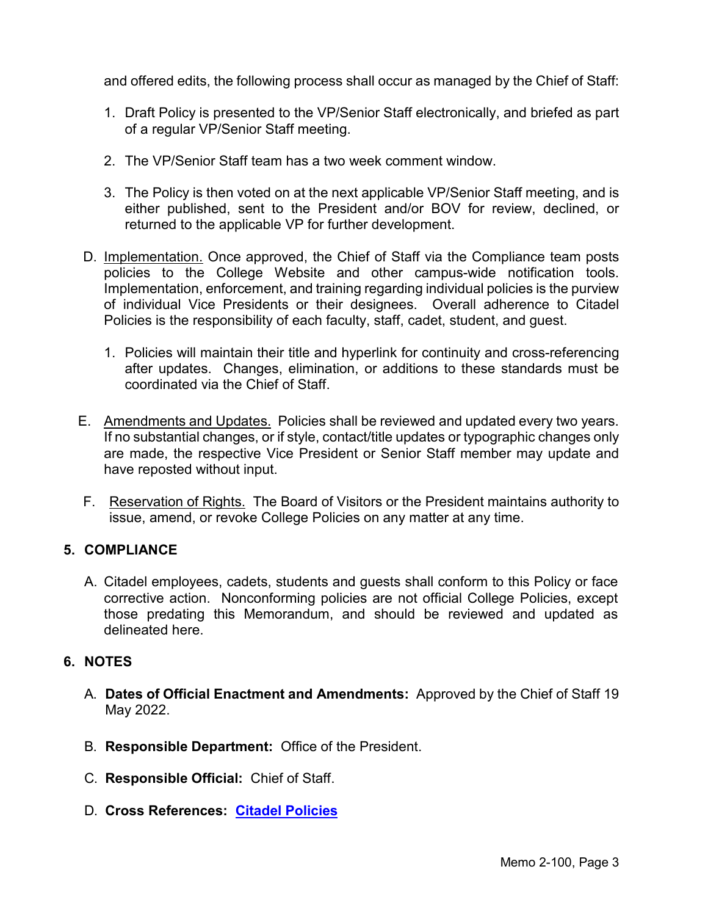and offered edits, the following process shall occur as managed by the Chief of Staff:

1. Draft Policy is presented to the VP/Senior Staff electronically, and briefed as part of a regular VP/Senior Staff meeting.

2. The VP/Senior Staff team has a two week comment window.

3. The Policy is then voted on at the next applicable VP/Senior Staff meeting, and is either published, sent to the President and/or BOV for review, declined, or returned to the applicable VP for further development.

D. Implementation. Once approved, the Chief of Staff via the Compliance team posts policies to the College Website and other campus-wide notification tools. Implementation, enforcement, and training regarding individual policies is the purview of individual Vice Presidents or their designees. Overall adherence to Citadel Policies is the responsibility of each faculty, staff, cadet, student, and guest.

   1. Policies will maintain their title and hyperlink for continuity and cross-referencing after updates. Changes, elimination, or additions to these standards must be coordinated via the Chief of Staff.

E. Amendments and Updates. Policies shall be reviewed and updated every two years. If no substantial changes, or if style, contact/title updates or typographic changes only are made, the respective Vice President or Senior Staff member may update and have reposted without input.

F. Reservation of Rights. The Board of Visitors or the President maintains authority to issue, amend, or revoke College Policies on any matter at any time.

## 5. COMPLIANCE

A. Citadel employees, cadets, students and guests shall conform to this Policy or face corrective action. Nonconforming policies are not official College Policies, except those predating this Memorandum, and should be reviewed and updated as delineated here.

## 6. NOTES

A. **Dates of Official Enactment and Amendments:** Approved by the Chief of Staff 19 May 2022.

B. **Responsible Department:** Office of the President.

C. **Responsible Official:** Chief of Staff.

D. **Cross References:** **Citadel Policies**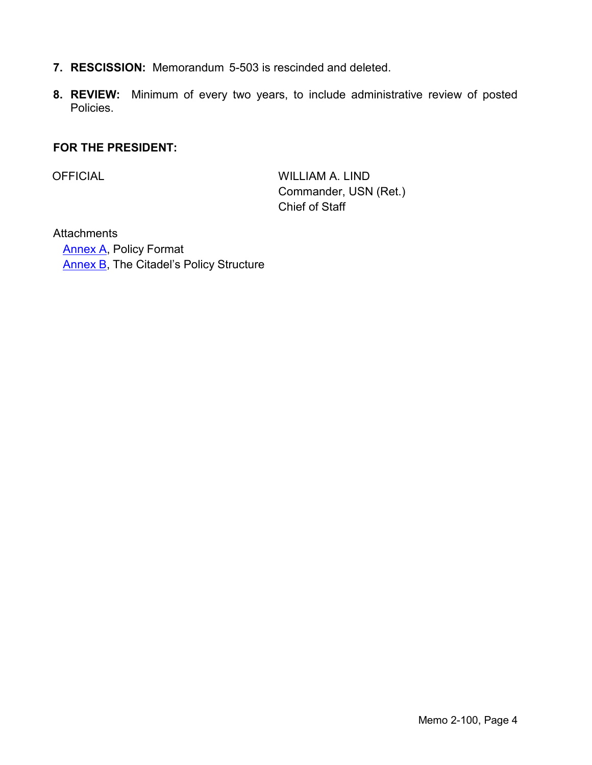7. **RESCISSION:** Memorandum 5-503 is rescinded and deleted.

8. **REVIEW:** Minimum of every two years, to include administrative review of posted Policies.

**FOR THE PRESIDENT:**

OFFICIAL

WILLIAM A. LIND
Commander, USN (Ret.)
Chief of Staff

Attachments
Annex A, Policy Format
Annex B, The Citadel's Policy Structure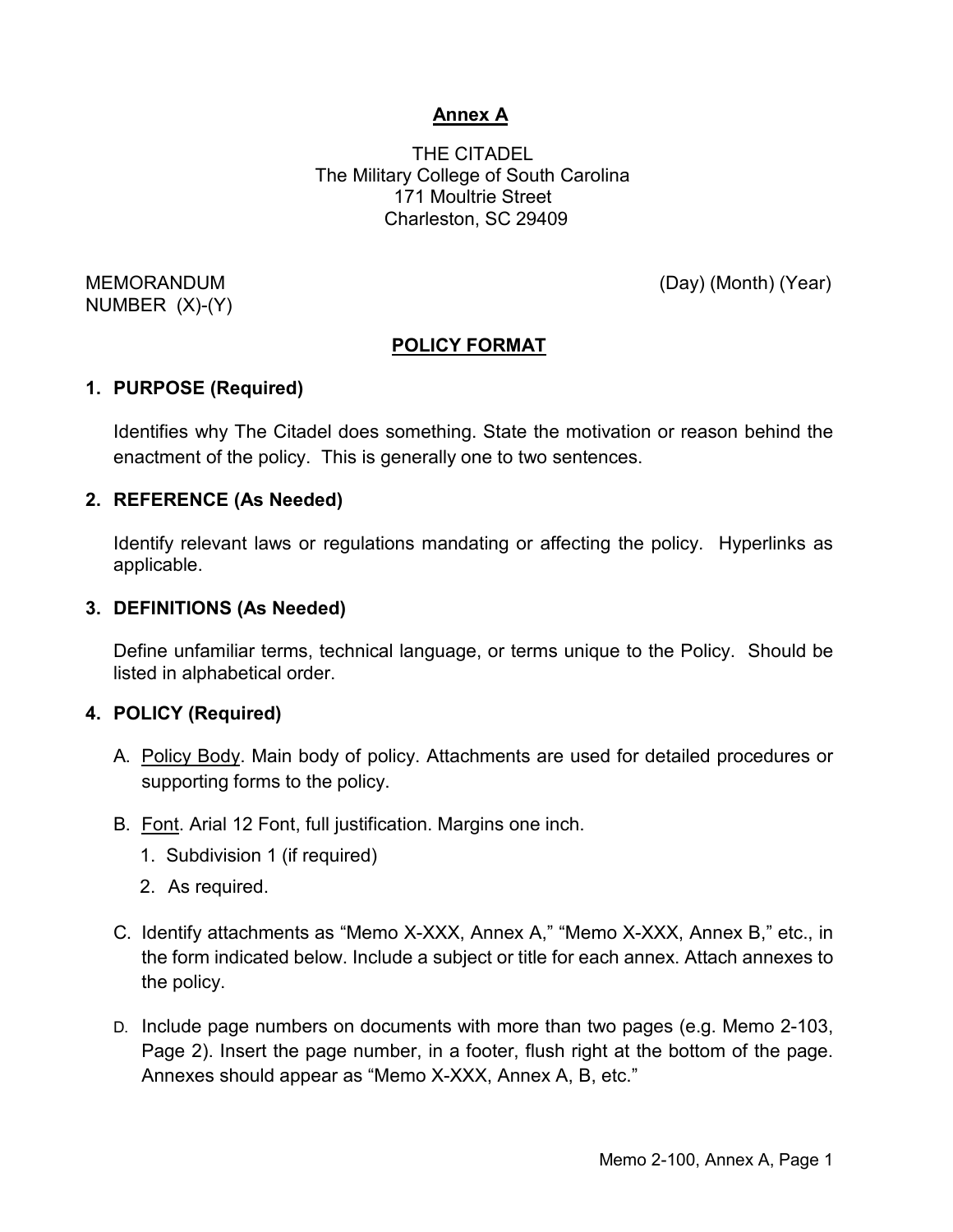## Annex A

THE CITADEL
The Military College of South Carolina
171 Moultrie Street
Charleston, SC 29409

MEMORANDUM (Day) (Month) (Year)
NUMBER (X)-(Y)

## POLICY FORMAT

**1. PURPOSE (Required)**

Identifies why The Citadel does something. State the motivation or reason behind the enactment of the policy. This is generally one to two sentences.

**2. REFERENCE (As Needed)**

Identify relevant laws or regulations mandating or affecting the policy. Hyperlinks as applicable.

**3. DEFINITIONS (As Needed)**

Define unfamiliar terms, technical language, or terms unique to the Policy. Should be listed in alphabetical order.

**4. POLICY (Required)**

A. Policy Body. Main body of policy. Attachments are used for detailed procedures or supporting forms to the policy.

B. Font. Arial 12 Font, full justification. Margins one inch.

1. Subdivision 1 (if required)
2. As required.

C. Identify attachments as “Memo X-XXX, Annex A,” “Memo X-XXX, Annex B,” etc., in the form indicated below. Include a subject or title for each annex. Attach annexes to the policy.

D. Include page numbers on documents with more than two pages (e.g. Memo 2-103, Page 2). Insert the page number, in a footer, flush right at the bottom of the page. Annexes should appear as “Memo X-XXX, Annex A, B, etc.”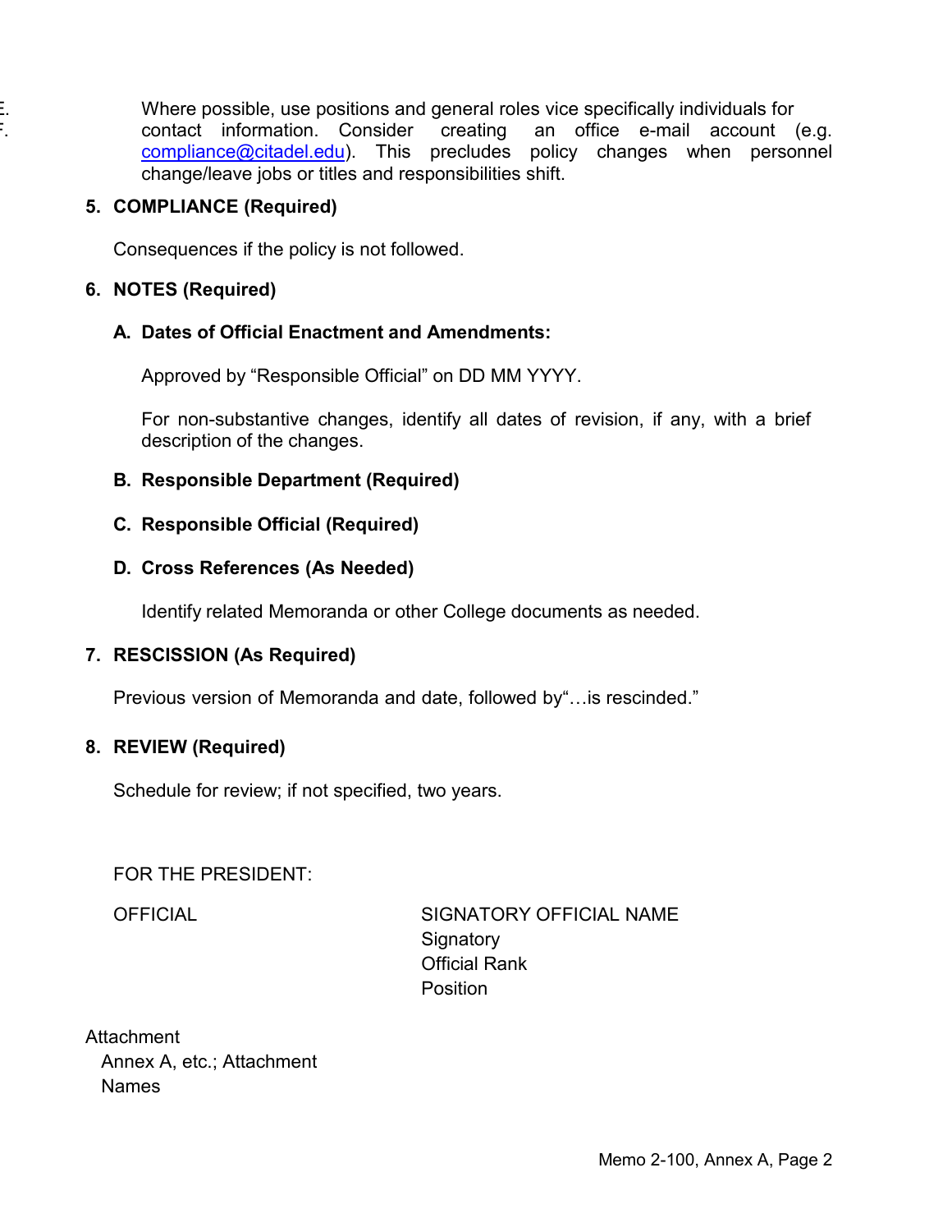E.
F.

Where possible, use positions and general roles vice specifically individuals for contact information. Consider creating an office e-mail account (e.g. compliance@citadel.edu). This precludes policy changes when personnel change/leave jobs or titles and responsibilities shift.

**5. COMPLIANCE (Required)**

Consequences if the policy is not followed.

**6. NOTES (Required)**

**A. Dates of Official Enactment and Amendments:**

Approved by "Responsible Official" on DD MM YYYY.

For non-substantive changes, identify all dates of revision, if any, with a brief description of the changes.

**B. Responsible Department (Required)**

**C. Responsible Official (Required)**

**D. Cross References (As Needed)**

Identify related Memoranda or other College documents as needed.

**7. RESCISSION (As Required)**

Previous version of Memoranda and date, followed by"…is rescinded."

**8. REVIEW (Required)**

Schedule for review; if not specified, two years.

FOR THE PRESIDENT:

OFFICIAL

SIGNATORY OFFICIAL NAME
Signatory
Official Rank
Position

Attachment
Annex A, etc.; Attachment
Names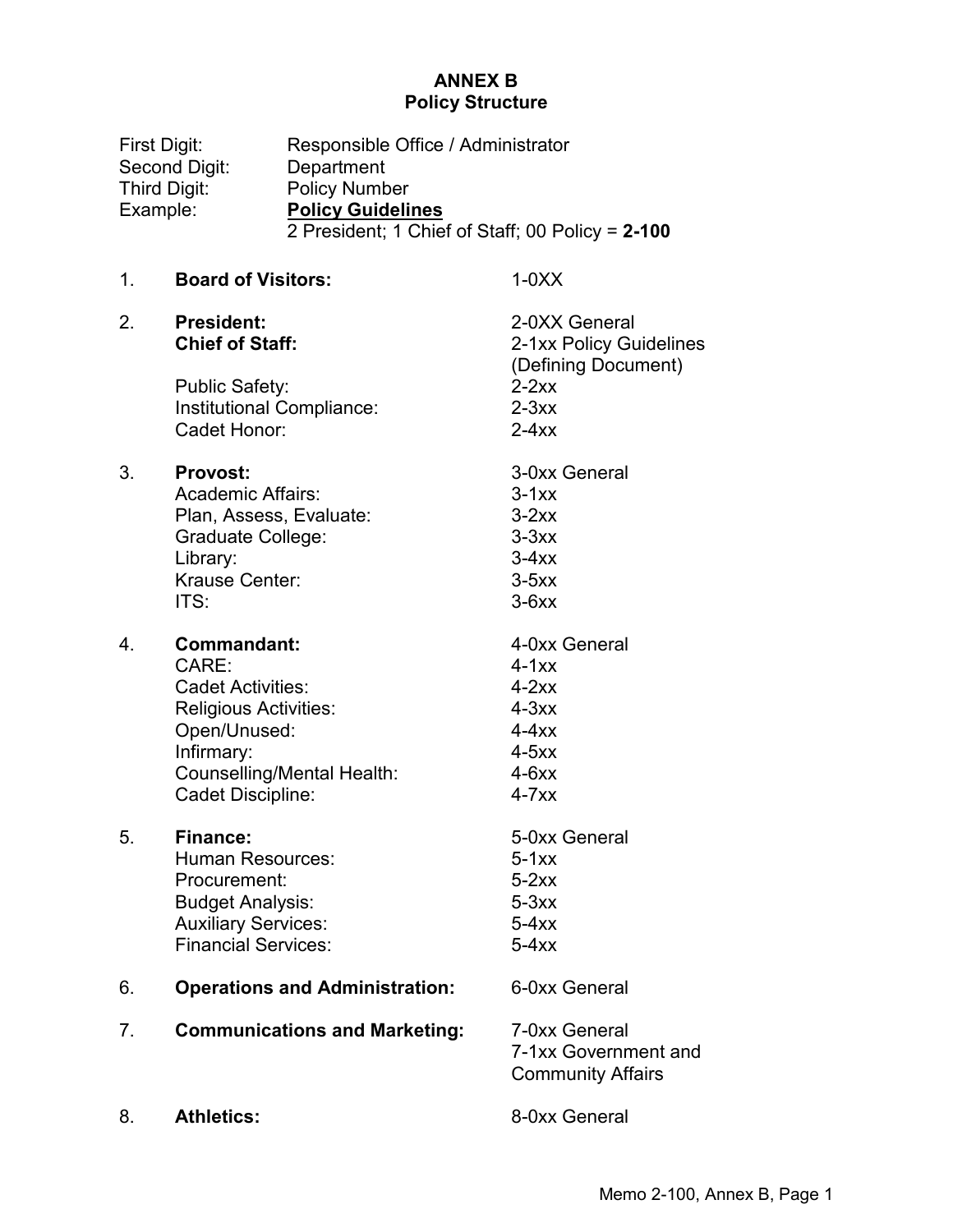# ANNEX B
## Policy Structure

First Digit: Responsible Office / Administrator
Second Digit: Department
Third Digit: Policy Number
Example: **Policy Guidelines**
2 President; 1 Chief of Staff; 00 Policy = **2-100**

1. **Board of Visitors:** 1-0XX

2. **President:** 2-0XX General
   **Chief of Staff:** 2-1xx Policy Guidelines (Defining Document)
   Public Safety: 2-2xx
   Institutional Compliance: 2-3xx
   Cadet Honor: 2-4xx

3. **Provost:** 3-0xx General
   Academic Affairs: 3-1xx
   Plan, Assess, Evaluate: 3-2xx
   Graduate College: 3-3xx
   Library: 3-4xx
   Krause Center: 3-5xx
   ITS: 3-6xx

4. **Commandant:** 4-0xx General
   CARE: 4-1xx
   Cadet Activities: 4-2xx
   Religious Activities: 4-3xx
   Open/Unused: 4-4xx
   Infirmary: 4-5xx
   Counselling/Mental Health: 4-6xx
   Cadet Discipline: 4-7xx

5. **Finance:** 5-0xx General
   Human Resources: 5-1xx
   Procurement: 5-2xx
   Budget Analysis: 5-3xx
   Auxiliary Services: 5-4xx
   Financial Services: 5-4xx

6. **Operations and Administration:** 6-0xx General

7. **Communications and Marketing:** 7-0xx General
   7-1xx Government and Community Affairs

8. **Athletics:** 8-0xx General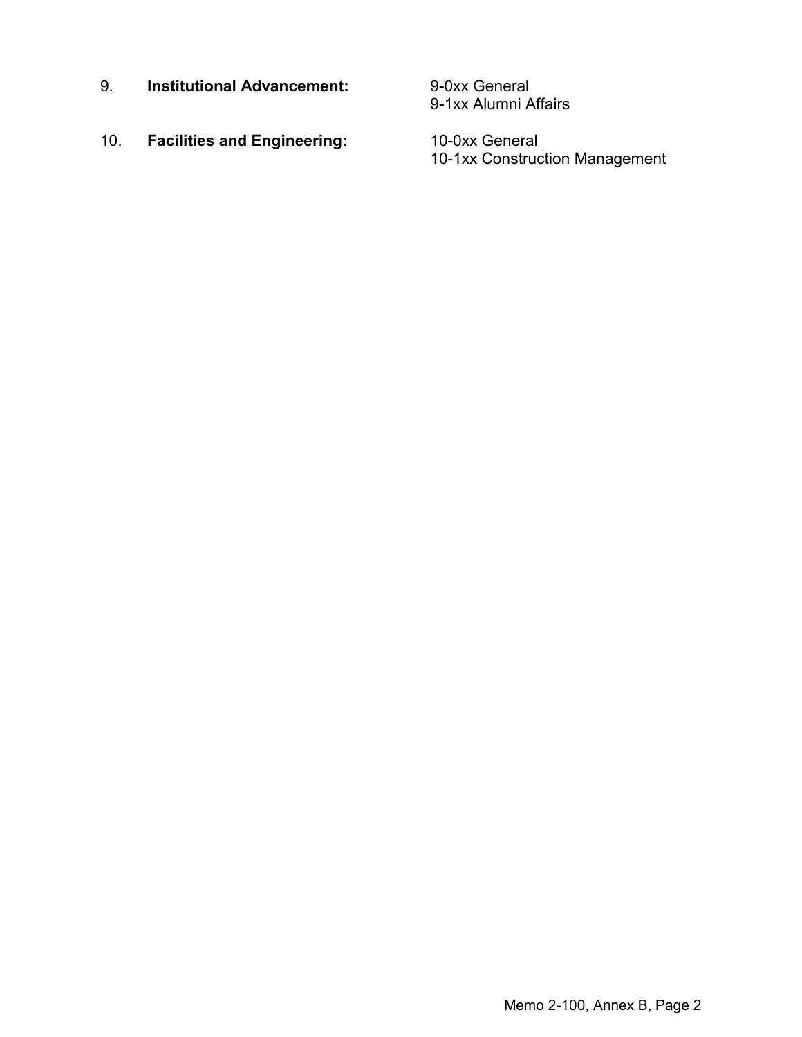9. **Institutional Advancement:** 9-0xx General
   9-1xx Alumni Affairs

10. **Facilities and Engineering:** 10-0xx General
    10-1xx Construction Management